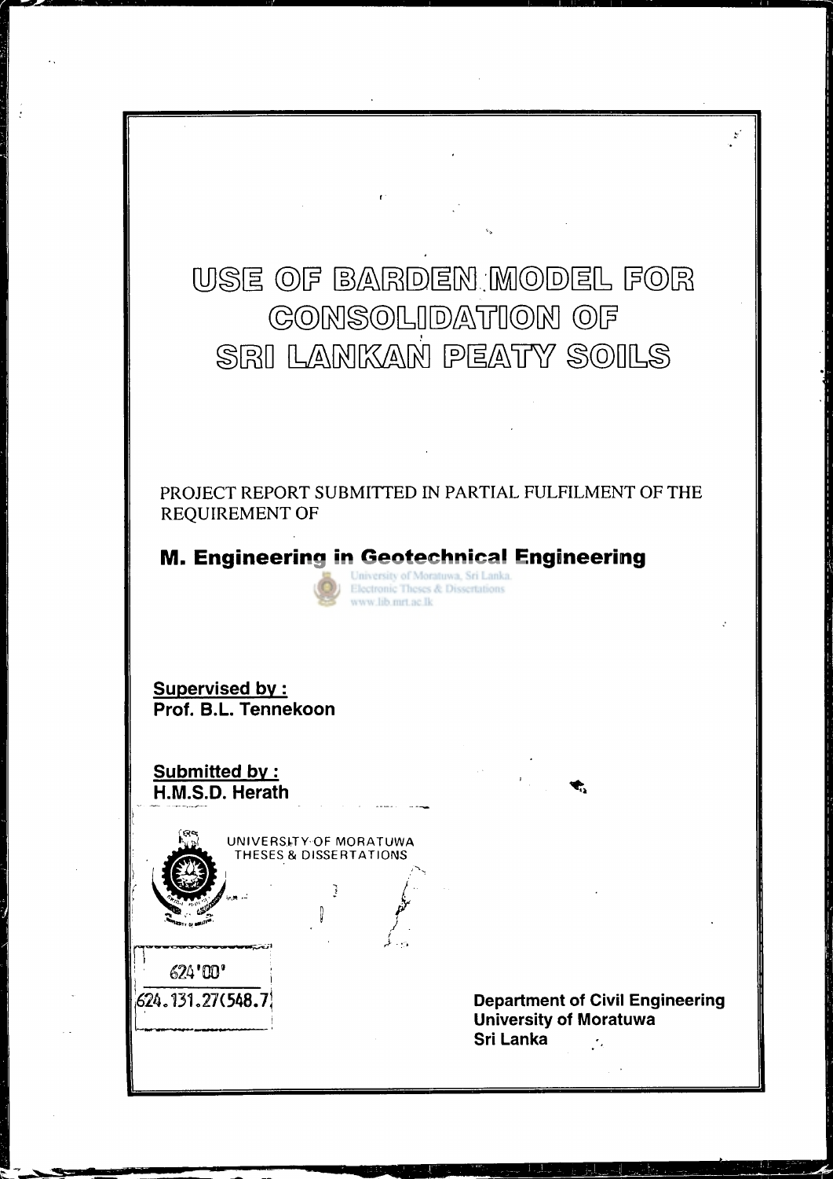# USE OF BARDEN MODEL FOR CONSOLIDATION OF SRI LANKAN PEATY SOILS

PROJECT REPORT SUBMITTED IN PARTIAL FULFILMENT OF THE REQUIREMENT OF

**M. Engineering in Geotechnical Engineering**

University of Moratuwa, Sri Lanka.
Electronic Theses & Dissertations
www.lib.mrt.ac.lk

**Supervised by :**
**Prof. B.L. Tennekoon**

**Submitted by :**
**H.M.S.D. Herath**

UNIVERSITY OF MORATUWA
THESES & DISSERTATIONS

624'00'
624.131.27(548.7)

**Department of Civil Engineering**
**University of Moratuwa**
**Sri Lanka**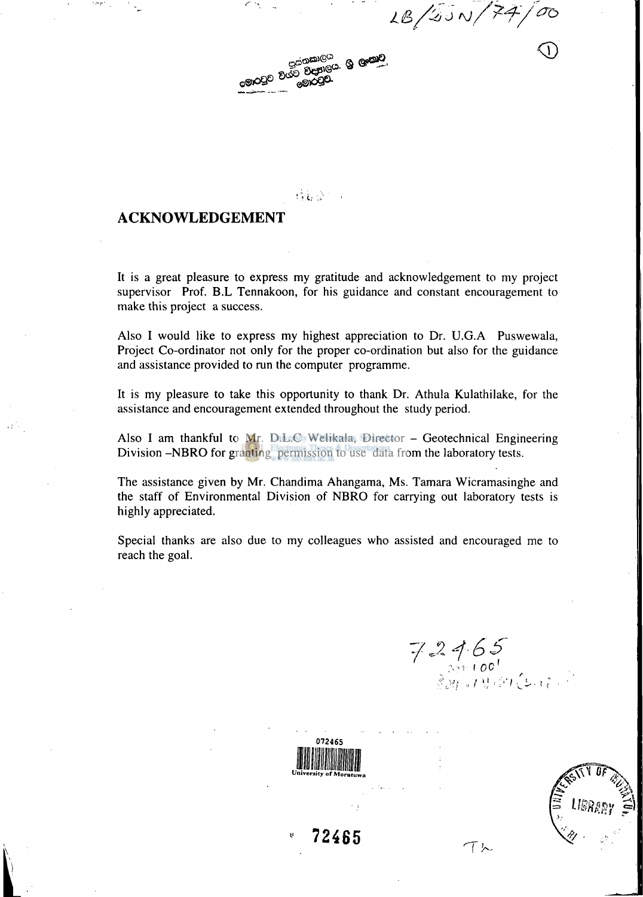# ACKNOWLEDGEMENT

It is a great pleasure to express my gratitude and acknowledgement to my project supervisor Prof. B.L Tennakoon, for his guidance and constant encouragement to make this project a success.

Also I would like to express my highest appreciation to Dr. U.G.A Puswewala, Project Co-ordinator not only for the proper co-ordination but also for the guidance and assistance provided to run the computer programme.

It is my pleasure to take this opportunity to thank Dr. Athula Kulathilake, for the assistance and encouragement extended throughout the study period.

Also I am thankful to Mr. D.L.C Welikala, Director – Geotechnical Engineering Division –NBRO for granting permission to use data from the laboratory tests.

The assistance given by Mr. Chandima Ahangama, Ms. Tamara Wicramasinghe and the staff of Environmental Division of NBRO for carrying out laboratory tests is highly appreciated.

Special thanks are also due to my colleagues who assisted and encouraged me to reach the goal.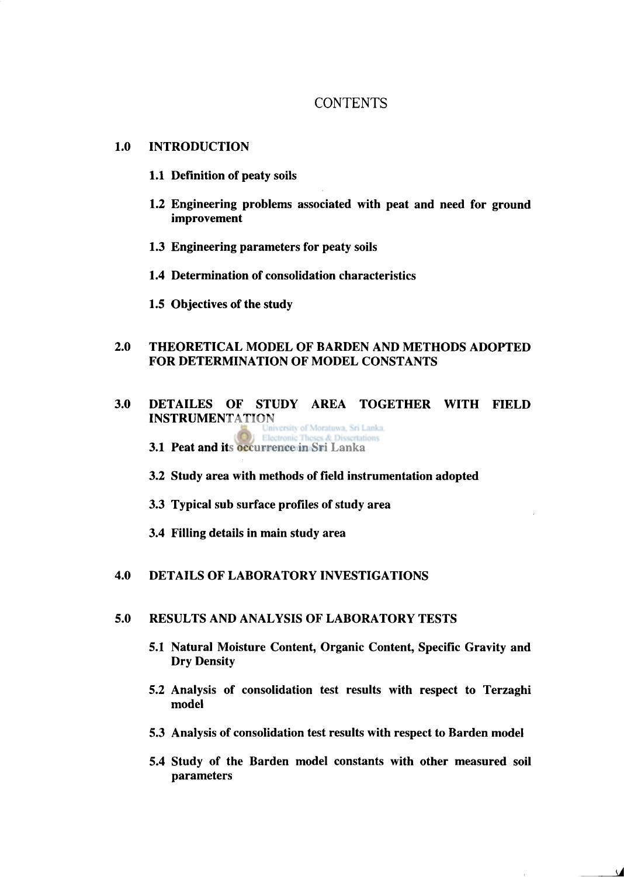# CONTENTS

**1.0 INTRODUCTION**

- **1.1 Definition of peaty soils**
- **1.2 Engineering problems associated with peat and need for ground improvement**
- **1.3 Engineering parameters for peaty soils**
- **1.4 Determination of consolidation characteristics**
- **1.5 Objectives of the study**

**2.0 THEORETICAL MODEL OF BARDEN AND METHODS ADOPTED FOR DETERMINATION OF MODEL CONSTANTS**

**3.0 DETAILES OF STUDY AREA TOGETHER WITH FIELD INSTRUMENTATION**

- **3.1 Peat and its occurrence in Sri Lanka**
- **3.2 Study area with methods of field instrumentation adopted**
- **3.3 Typical sub surface profiles of study area**
- **3.4 Filling details in main study area**

**4.0 DETAILS OF LABORATORY INVESTIGATIONS**

**5.0 RESULTS AND ANALYSIS OF LABORATORY TESTS**

- **5.1 Natural Moisture Content, Organic Content, Specific Gravity and Dry Density**
- **5.2 Analysis of consolidation test results with respect to Terzaghi model**
- **5.3 Analysis of consolidation test results with respect to Barden model**
- **5.4 Study of the Barden model constants with other measured soil parameters**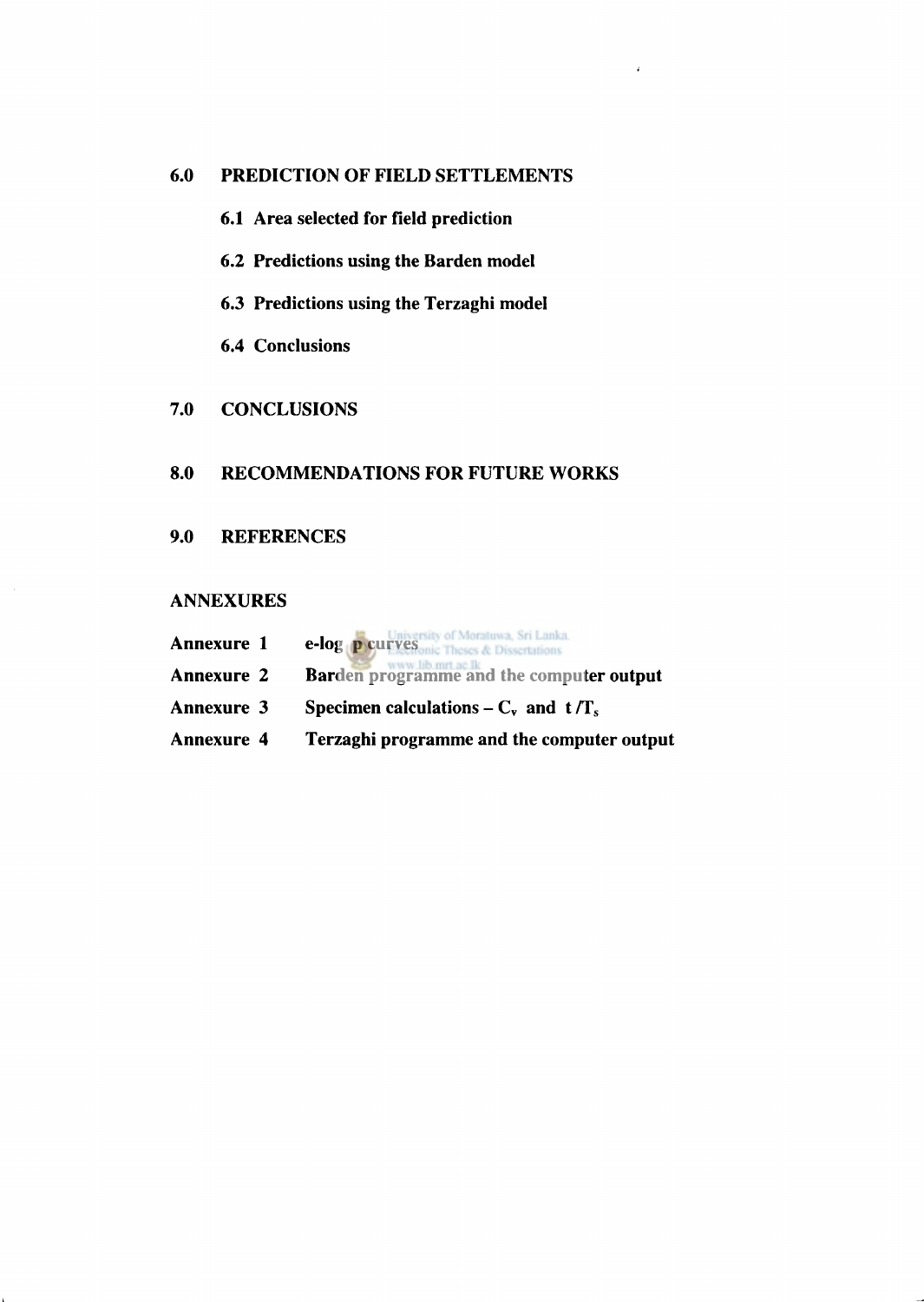**6.0 PREDICTION OF FIELD SETTLEMENTS**

- **6.1 Area selected for field prediction**
- **6.2 Predictions using the Barden model**
- **6.3 Predictions using the Terzaghi model**
- **6.4 Conclusions**

**7.0 CONCLUSIONS**

**8.0 RECOMMENDATIONS FOR FUTURE WORKS**

**9.0 REFERENCES**

**ANNEXURES**

| | |
|---|---|
| **Annexure 1** | **e-log p curves** |
| **Annexure 2** | **Barden programme and the computer output** |
| **Annexure 3** | **Specimen calculations – $C_v$ and $t/T_s$** |
| **Annexure 4** | **Terzaghi programme and the computer output** |